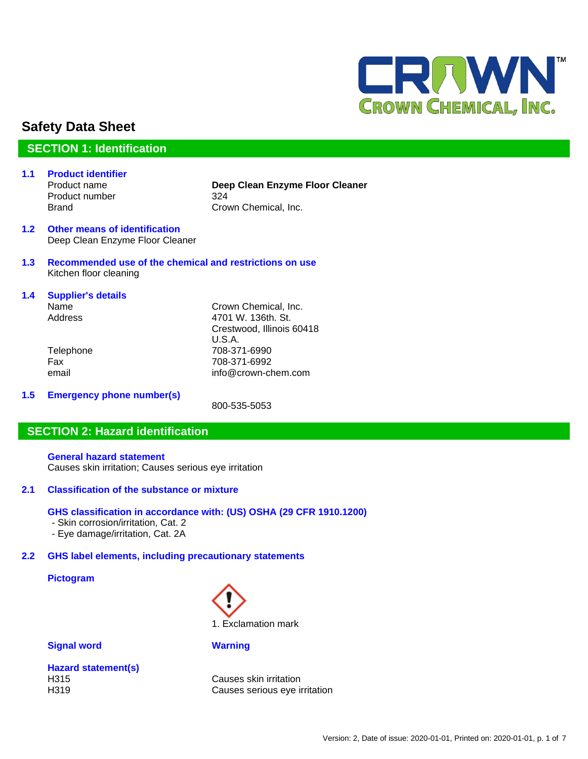# Safety Data Sheet

## SECTION 1: Identification

### 1.1 Product identifier

| | |
|---|---|
| Product name | **Deep Clean Enzyme Floor Cleaner** |
| Product number | 324 |
| Brand | Crown Chemical, Inc. |

### 1.2 Other means of identification

Deep Clean Enzyme Floor Cleaner

### 1.3 Recommended use of the chemical and restrictions on use

Kitchen floor cleaning

### 1.4 Supplier's details

| | |
|---|---|
| Name | Crown Chemical, Inc. |
| Address | 4701 W. 136th. St.<br>Crestwood, Illinois 60418<br>U.S.A. |
| Telephone | 708-371-6990 |
| Fax | 708-371-6992 |
| email | info@crown-chem.com |

### 1.5 Emergency phone number(s)

800-535-5053

## SECTION 2: Hazard identification

**General hazard statement**

Causes skin irritation; Causes serious eye irritation

### 2.1 Classification of the substance or mixture

**GHS classification in accordance with: (US) OSHA (29 CFR 1910.1200)**

- Skin corrosion/irritation, Cat. 2
- Eye damage/irritation, Cat. 2A

### 2.2 GHS label elements, including precautionary statements

**Pictogram**

1. Exclamation mark

**Signal word** **Warning**

**Hazard statement(s)**

| | |
|---|---|
| H315 | Causes skin irritation |
| H319 | Causes serious eye irritation |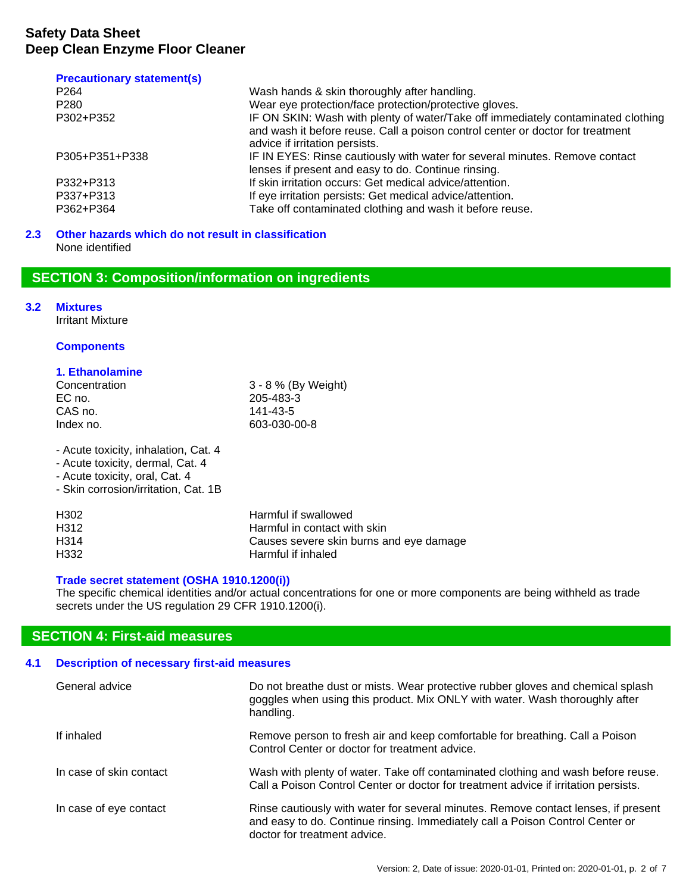**Precautionary statement(s)**

| | |
|---|---|
| P264 | Wash hands & skin thoroughly after handling. |
| P280 | Wear eye protection/face protection/protective gloves. |
| P302+P352 | IF ON SKIN: Wash with plenty of water/Take off immediately contaminated clothing and wash it before reuse. Call a poison control center or doctor for treatment advice if irritation persists. |
| P305+P351+P338 | IF IN EYES: Rinse cautiously with water for several minutes. Remove contact lenses if present and easy to do. Continue rinsing. |
| P332+P313 | If skin irritation occurs: Get medical advice/attention. |
| P337+P313 | If eye irritation persists: Get medical advice/attention. |
| P362+P364 | Take off contaminated clothing and wash it before reuse. |

### 2.3 Other hazards which do not result in classification

None identified

## SECTION 3: Composition/information on ingredients

### 3.2 Mixtures

Irritant Mixture

**Components**

**1. Ethanolamine**

| | |
|---|---|
| Concentration | 3 - 8 % (By Weight) |
| EC no. | 205-483-3 |
| CAS no. | 141-43-5 |
| Index no. | 603-030-00-8 |

- Acute toxicity, inhalation, Cat. 4
- Acute toxicity, dermal, Cat. 4
- Acute toxicity, oral, Cat. 4
- Skin corrosion/irritation, Cat. 1B

| | |
|---|---|
| H302 | Harmful if swallowed |
| H312 | Harmful in contact with skin |
| H314 | Causes severe skin burns and eye damage |
| H332 | Harmful if inhaled |

**Trade secret statement (OSHA 1910.1200(i))**

The specific chemical identities and/or actual concentrations for one or more components are being withheld as trade secrets under the US regulation 29 CFR 1910.1200(i).

## SECTION 4: First-aid measures

### 4.1 Description of necessary first-aid measures

| | |
|---|---|
| General advice | Do not breathe dust or mists. Wear protective rubber gloves and chemical splash goggles when using this product. Mix ONLY with water. Wash thoroughly after handling. |
| If inhaled | Remove person to fresh air and keep comfortable for breathing. Call a Poison Control Center or doctor for treatment advice. |
| In case of skin contact | Wash with plenty of water. Take off contaminated clothing and wash before reuse. Call a Poison Control Center or doctor for treatment advice if irritation persists. |
| In case of eye contact | Rinse cautiously with water for several minutes. Remove contact lenses, if present and easy to do. Continue rinsing. Immediately call a Poison Control Center or doctor for treatment advice. |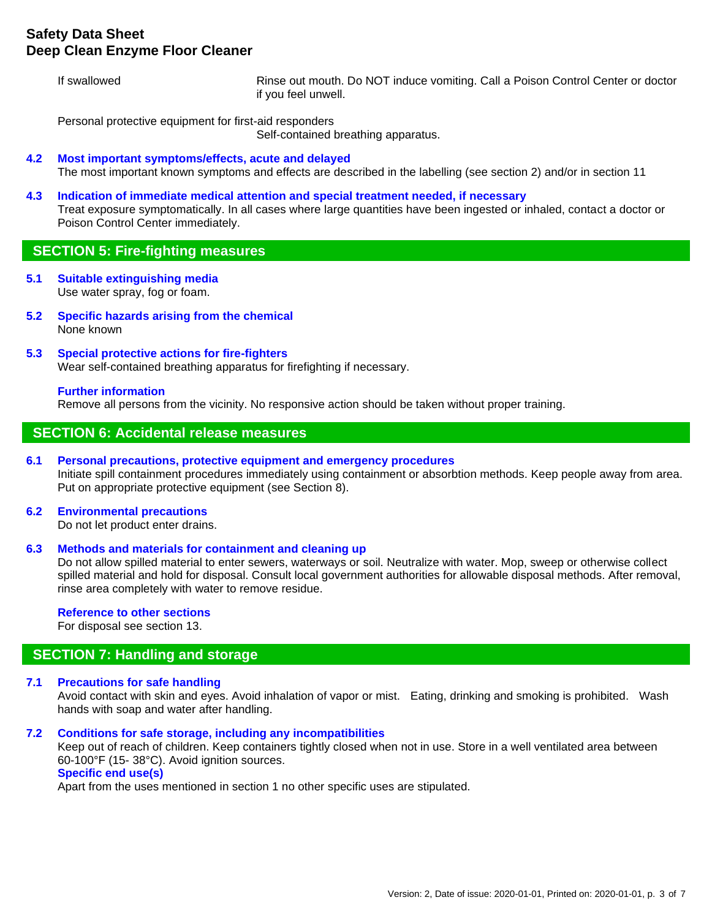If swallowed — Rinse out mouth. Do NOT induce vomiting. Call a Poison Control Center or doctor if you feel unwell.

Personal protective equipment for first-aid responders
Self-contained breathing apparatus.

### 4.2 Most important symptoms/effects, acute and delayed

The most important known symptoms and effects are described in the labelling (see section 2) and/or in section 11

### 4.3 Indication of immediate medical attention and special treatment needed, if necessary

Treat exposure symptomatically. In all cases where large quantities have been ingested or inhaled, contact a doctor or Poison Control Center immediately.

## SECTION 5: Fire-fighting measures

### 5.1 Suitable extinguishing media

Use water spray, fog or foam.

### 5.2 Specific hazards arising from the chemical

None known

### 5.3 Special protective actions for fire-fighters

Wear self-contained breathing apparatus for firefighting if necessary.

#### Further information

Remove all persons from the vicinity. No responsive action should be taken without proper training.

## SECTION 6: Accidental release measures

### 6.1 Personal precautions, protective equipment and emergency procedures

Initiate spill containment procedures immediately using containment or absorbtion methods. Keep people away from area. Put on appropriate protective equipment (see Section 8).

### 6.2 Environmental precautions

Do not let product enter drains.

### 6.3 Methods and materials for containment and cleaning up

Do not allow spilled material to enter sewers, waterways or soil. Neutralize with water. Mop, sweep or otherwise collect spilled material and hold for disposal. Consult local government authorities for allowable disposal methods. After removal, rinse area completely with water to remove residue.

#### Reference to other sections

For disposal see section 13.

## SECTION 7: Handling and storage

### 7.1 Precautions for safe handling

Avoid contact with skin and eyes. Avoid inhalation of vapor or mist. Eating, drinking and smoking is prohibited. Wash hands with soap and water after handling.

### 7.2 Conditions for safe storage, including any incompatibilities

Keep out of reach of children. Keep containers tightly closed when not in use. Store in a well ventilated area between 60-100°F (15- 38°C). Avoid ignition sources.

#### Specific end use(s)

Apart from the uses mentioned in section 1 no other specific uses are stipulated.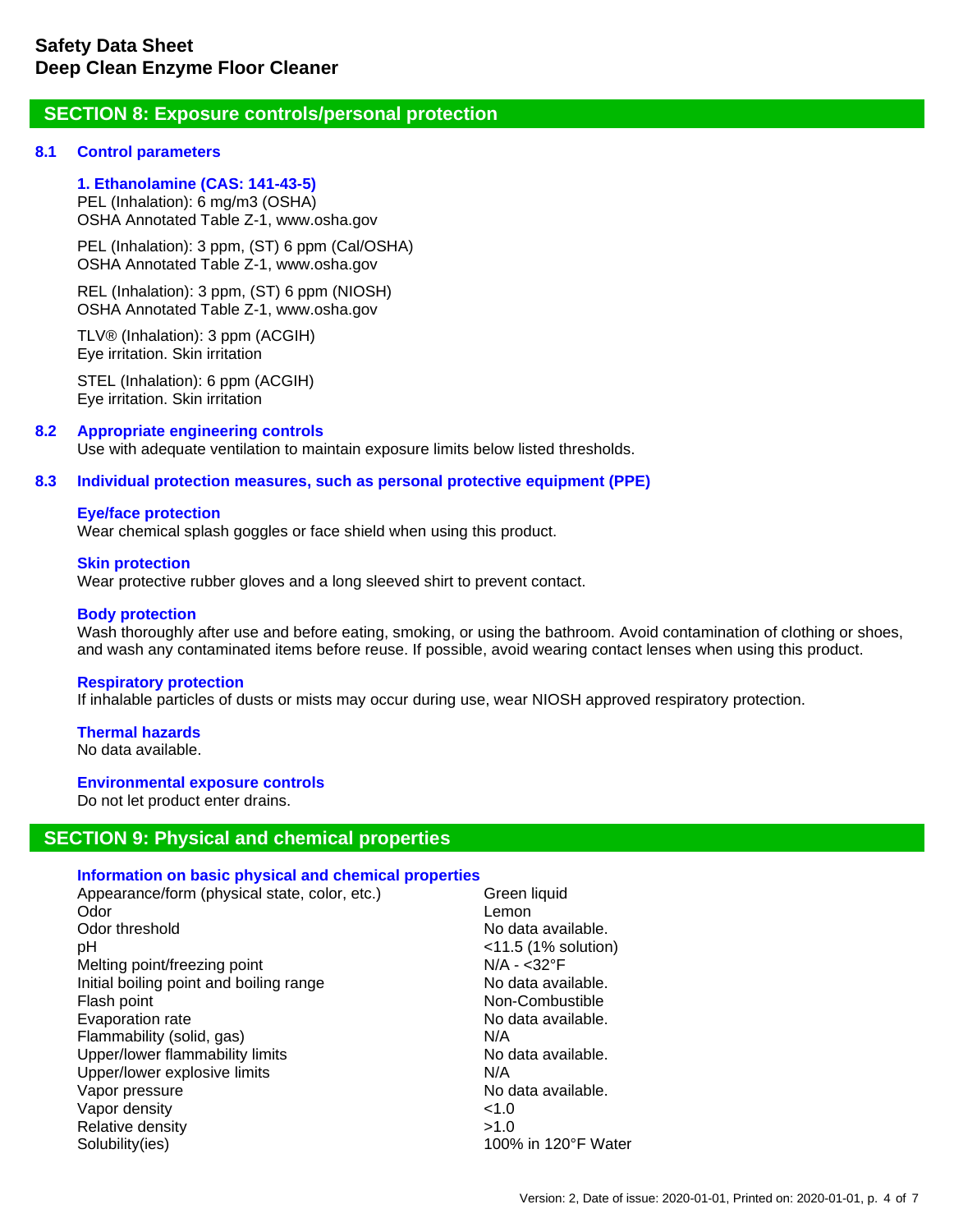**Safety Data Sheet**
**Deep Clean Enzyme Floor Cleaner**

## SECTION 8: Exposure controls/personal protection

### 8.1 Control parameters

**1. Ethanolamine (CAS: 141-43-5)**
PEL (Inhalation): 6 mg/m3 (OSHA)
OSHA Annotated Table Z-1, www.osha.gov

PEL (Inhalation): 3 ppm, (ST) 6 ppm (Cal/OSHA)
OSHA Annotated Table Z-1, www.osha.gov

REL (Inhalation): 3 ppm, (ST) 6 ppm (NIOSH)
OSHA Annotated Table Z-1, www.osha.gov

TLV® (Inhalation): 3 ppm (ACGIH)
Eye irritation. Skin irritation

STEL (Inhalation): 6 ppm (ACGIH)
Eye irritation. Skin irritation

### 8.2 Appropriate engineering controls

Use with adequate ventilation to maintain exposure limits below listed thresholds.

### 8.3 Individual protection measures, such as personal protective equipment (PPE)

**Eye/face protection**
Wear chemical splash goggles or face shield when using this product.

**Skin protection**
Wear protective rubber gloves and a long sleeved shirt to prevent contact.

**Body protection**
Wash thoroughly after use and before eating, smoking, or using the bathroom. Avoid contamination of clothing or shoes, and wash any contaminated items before reuse. If possible, avoid wearing contact lenses when using this product.

**Respiratory protection**
If inhalable particles of dusts or mists may occur during use, wear NIOSH approved respiratory protection.

**Thermal hazards**
No data available.

**Environmental exposure controls**
Do not let product enter drains.

## SECTION 9: Physical and chemical properties

**Information on basic physical and chemical properties**

| Property | Value |
|---|---|
| Appearance/form (physical state, color, etc.) | Green liquid |
| Odor | Lemon |
| Odor threshold | No data available. |
| pH | <11.5 (1% solution) |
| Melting point/freezing point | N/A - <32°F |
| Initial boiling point and boiling range | No data available. |
| Flash point | Non-Combustible |
| Evaporation rate | No data available. |
| Flammability (solid, gas) | N/A |
| Upper/lower flammability limits | No data available. |
| Upper/lower explosive limits | N/A |
| Vapor pressure | No data available. |
| Vapor density | <1.0 |
| Relative density | >1.0 |
| Solubility(ies) | 100% in 120°F Water |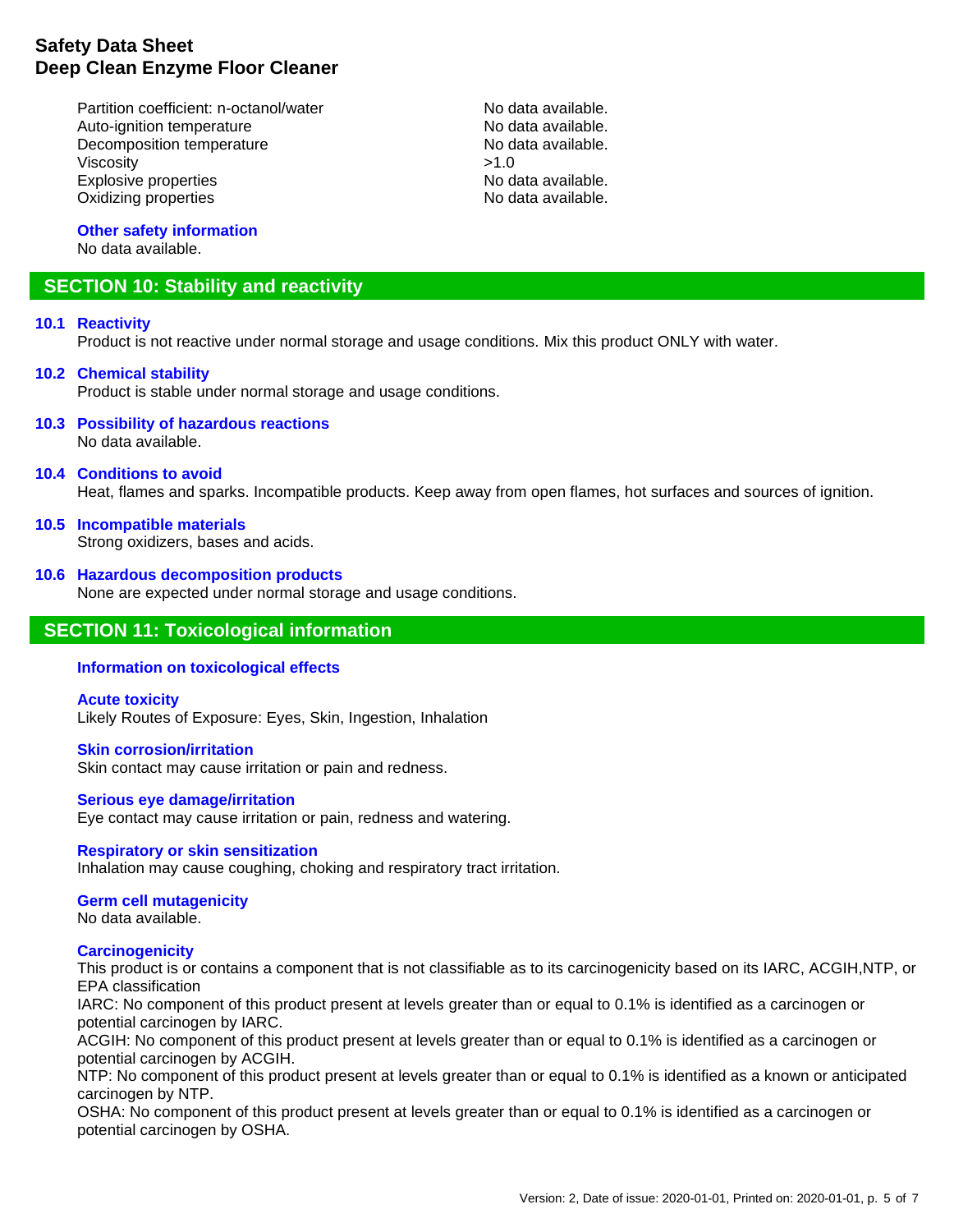| | |
|---|---|
| Partition coefficient: n-octanol/water | No data available. |
| Auto-ignition temperature | No data available. |
| Decomposition temperature | No data available. |
| Viscosity | >1.0 |
| Explosive properties | No data available. |
| Oxidizing properties | No data available. |

**Other safety information**

No data available.

## SECTION 10: Stability and reactivity

### 10.1 Reactivity

Product is not reactive under normal storage and usage conditions. Mix this product ONLY with water.

### 10.2 Chemical stability

Product is stable under normal storage and usage conditions.

### 10.3 Possibility of hazardous reactions

No data available.

### 10.4 Conditions to avoid

Heat, flames and sparks. Incompatible products. Keep away from open flames, hot surfaces and sources of ignition.

### 10.5 Incompatible materials

Strong oxidizers, bases and acids.

### 10.6 Hazardous decomposition products

None are expected under normal storage and usage conditions.

## SECTION 11: Toxicological information

### Information on toxicological effects

**Acute toxicity**

Likely Routes of Exposure: Eyes, Skin, Ingestion, Inhalation

**Skin corrosion/irritation**

Skin contact may cause irritation or pain and redness.

**Serious eye damage/irritation**

Eye contact may cause irritation or pain, redness and watering.

**Respiratory or skin sensitization**

Inhalation may cause coughing, choking and respiratory tract irritation.

**Germ cell mutagenicity**

No data available.

**Carcinogenicity**

This product is or contains a component that is not classifiable as to its carcinogenicity based on its IARC, ACGIH,NTP, or EPA classification

IARC: No component of this product present at levels greater than or equal to 0.1% is identified as a carcinogen or potential carcinogen by IARC.

ACGIH: No component of this product present at levels greater than or equal to 0.1% is identified as a carcinogen or potential carcinogen by ACGIH.

NTP: No component of this product present at levels greater than or equal to 0.1% is identified as a known or anticipated carcinogen by NTP.

OSHA: No component of this product present at levels greater than or equal to 0.1% is identified as a carcinogen or potential carcinogen by OSHA.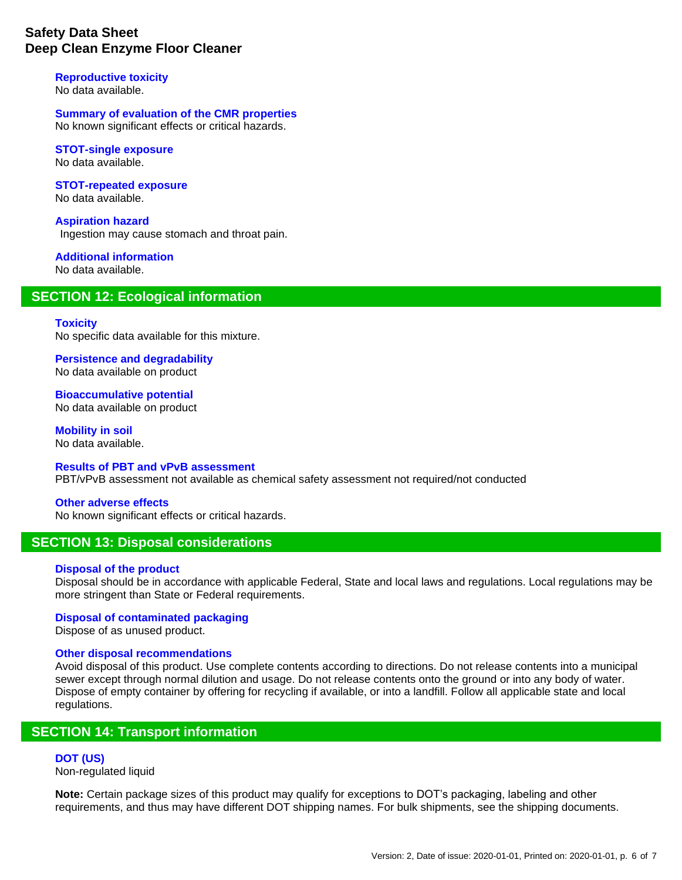#### Reproductive toxicity
No data available.

#### Summary of evaluation of the CMR properties
No known significant effects or critical hazards.

#### STOT-single exposure
No data available.

#### STOT-repeated exposure
No data available.

#### Aspiration hazard
Ingestion may cause stomach and throat pain.

#### Additional information
No data available.

## SECTION 12: Ecological information

#### Toxicity
No specific data available for this mixture.

#### Persistence and degradability
No data available on product

#### Bioaccumulative potential
No data available on product

#### Mobility in soil
No data available.

#### Results of PBT and vPvB assessment
PBT/vPvB assessment not available as chemical safety assessment not required/not conducted

#### Other adverse effects
No known significant effects or critical hazards.

## SECTION 13: Disposal considerations

#### Disposal of the product
Disposal should be in accordance with applicable Federal, State and local laws and regulations. Local regulations may be more stringent than State or Federal requirements.

#### Disposal of contaminated packaging
Dispose of as unused product.

#### Other disposal recommendations
Avoid disposal of this product. Use complete contents according to directions. Do not release contents into a municipal sewer except through normal dilution and usage. Do not release contents onto the ground or into any body of water. Dispose of empty container by offering for recycling if available, or into a landfill. Follow all applicable state and local regulations.

## SECTION 14: Transport information

#### DOT (US)
Non-regulated liquid

**Note:** Certain package sizes of this product may qualify for exceptions to DOT's packaging, labeling and other requirements, and thus may have different DOT shipping names. For bulk shipments, see the shipping documents.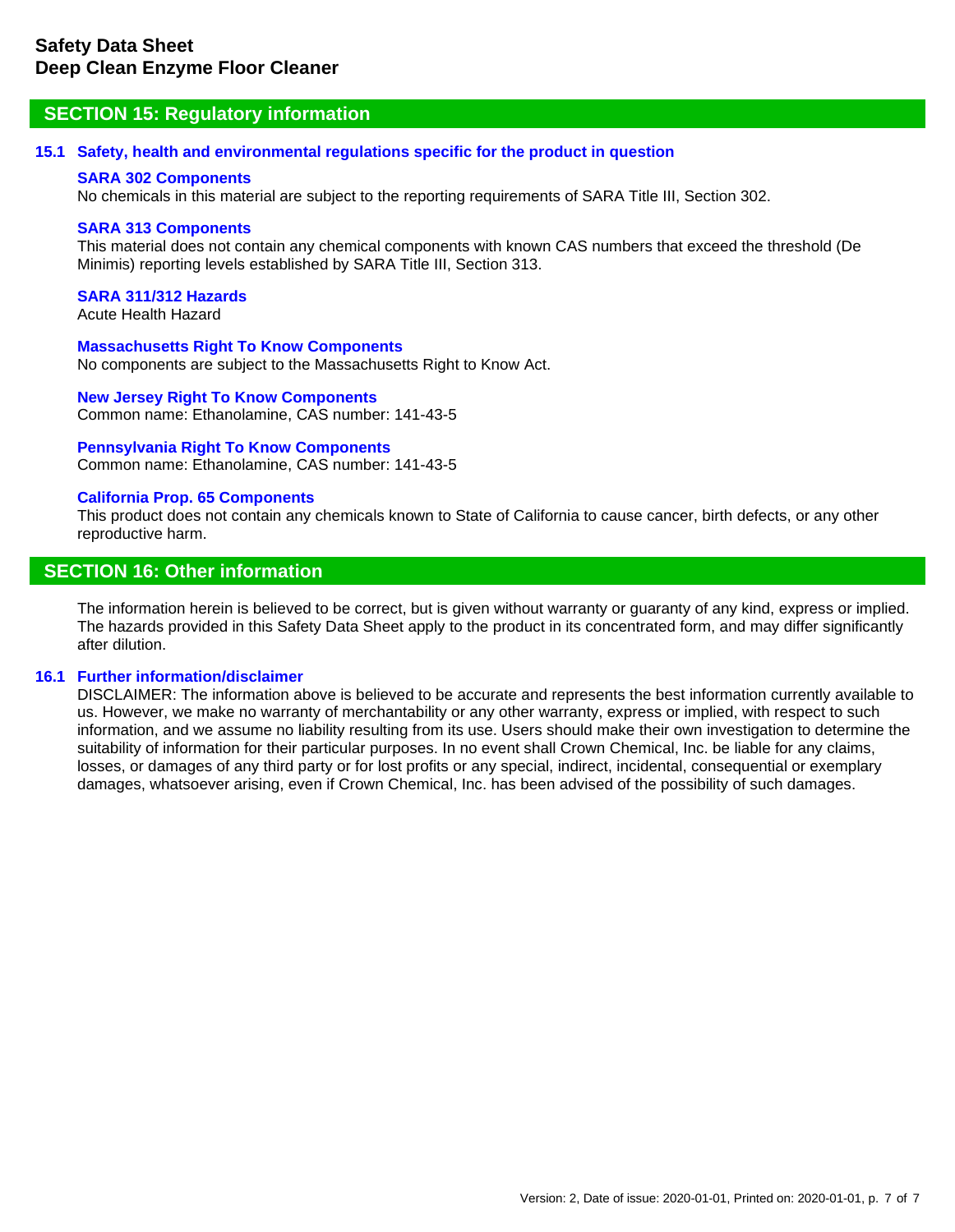## SECTION 15: Regulatory information

### 15.1 Safety, health and environmental regulations specific for the product in question

**SARA 302 Components**

No chemicals in this material are subject to the reporting requirements of SARA Title III, Section 302.

**SARA 313 Components**

This material does not contain any chemical components with known CAS numbers that exceed the threshold (De Minimis) reporting levels established by SARA Title III, Section 313.

**SARA 311/312 Hazards**

Acute Health Hazard

**Massachusetts Right To Know Components**

No components are subject to the Massachusetts Right to Know Act.

**New Jersey Right To Know Components**

Common name: Ethanolamine, CAS number: 141-43-5

**Pennsylvania Right To Know Components**

Common name: Ethanolamine, CAS number: 141-43-5

**California Prop. 65 Components**

This product does not contain any chemicals known to State of California to cause cancer, birth defects, or any other reproductive harm.

## SECTION 16: Other information

The information herein is believed to be correct, but is given without warranty or guaranty of any kind, express or implied. The hazards provided in this Safety Data Sheet apply to the product in its concentrated form, and may differ significantly after dilution.

### 16.1 Further information/disclaimer

DISCLAIMER: The information above is believed to be accurate and represents the best information currently available to us. However, we make no warranty of merchantability or any other warranty, express or implied, with respect to such information, and we assume no liability resulting from its use. Users should make their own investigation to determine the suitability of information for their particular purposes. In no event shall Crown Chemical, Inc. be liable for any claims, losses, or damages of any third party or for lost profits or any special, indirect, incidental, consequential or exemplary damages, whatsoever arising, even if Crown Chemical, Inc. has been advised of the possibility of such damages.